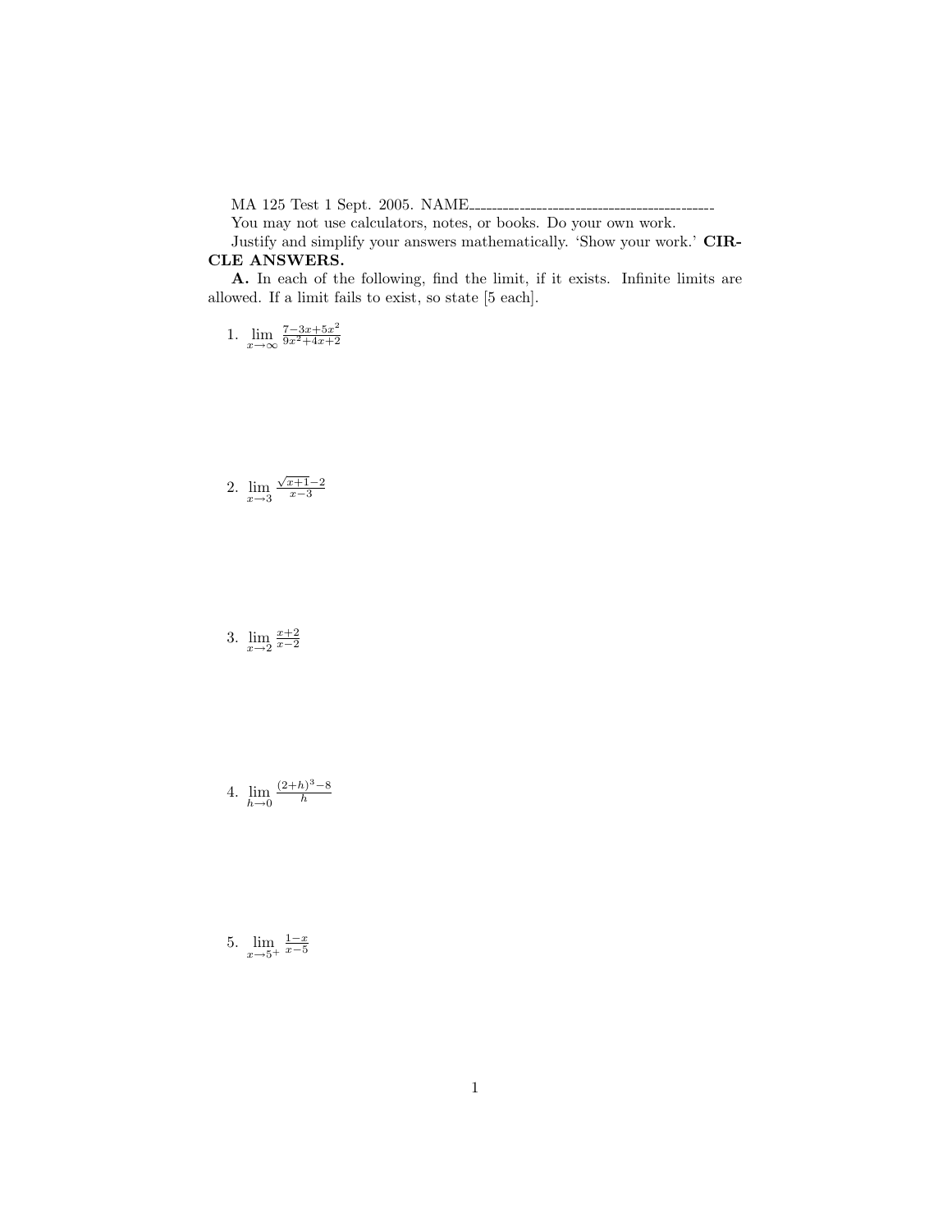MA 125 Test 1 Sept. 2005. NAME\_\_\_\_\_\_\_\_\_\_\_\_\_\_\_\_\_\_\_\_\_\_\_\_\_\_\_\_\_\_\_\_\_\_\_\_\_\_\_\_

You may not use calculators, notes, or books. Do your own work.

Justify and simplify your answers mathematically. 'Show your work.' **CIRCLE ANSWERS.**

**A.** In each of the following, find the limit, if it exists. Infinite limits are allowed. If a limit fails to exist, so state [5 each].

1. $\lim_{x \to \infty} \frac{7-3x+5x^2}{9x^2+4x+2}$

2. $\lim_{x \to 3} \frac{\sqrt{x+1}-2}{x-3}$

3. $\lim_{x \to 2} \frac{x+2}{x-2}$

4. $\lim_{h \to 0} \frac{(2+h)^3-8}{h}$

5. $\lim_{x \to 5^+} \frac{1-x}{x-5}$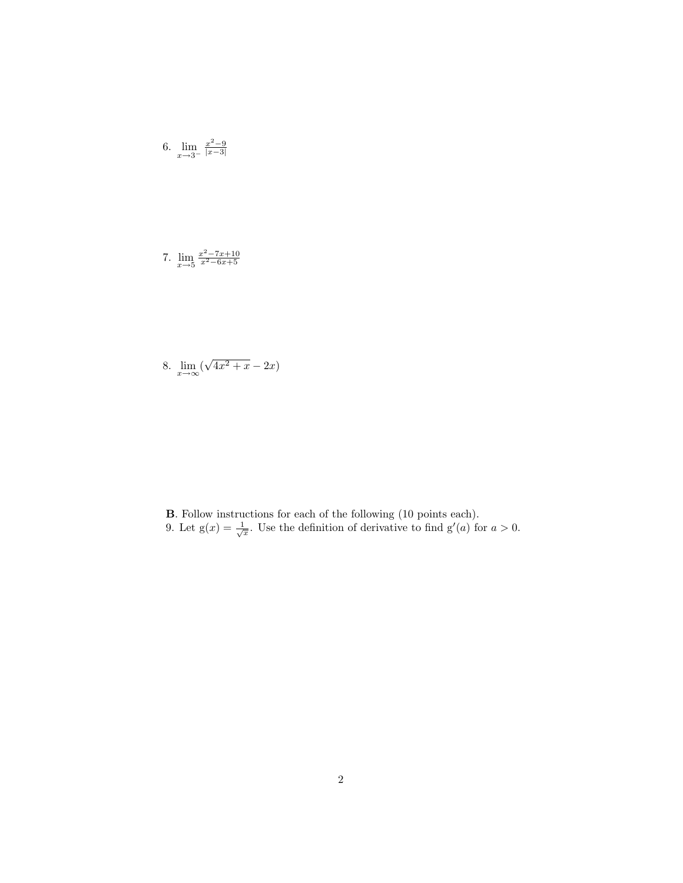6. $\lim_{x \to 3^-} \frac{x^2-9}{|x-3|}$

7. $\lim_{x \to 5} \frac{x^2-7x+10}{x^2-6x+5}$

8. $\lim_{x \to \infty} (\sqrt{4x^2+x} - 2x)$

**B**. Follow instructions for each of the following (10 points each).

9. Let $g(x) = \frac{1}{\sqrt{x}}$. Use the definition of derivative to find $g'(a)$ for $a > 0$.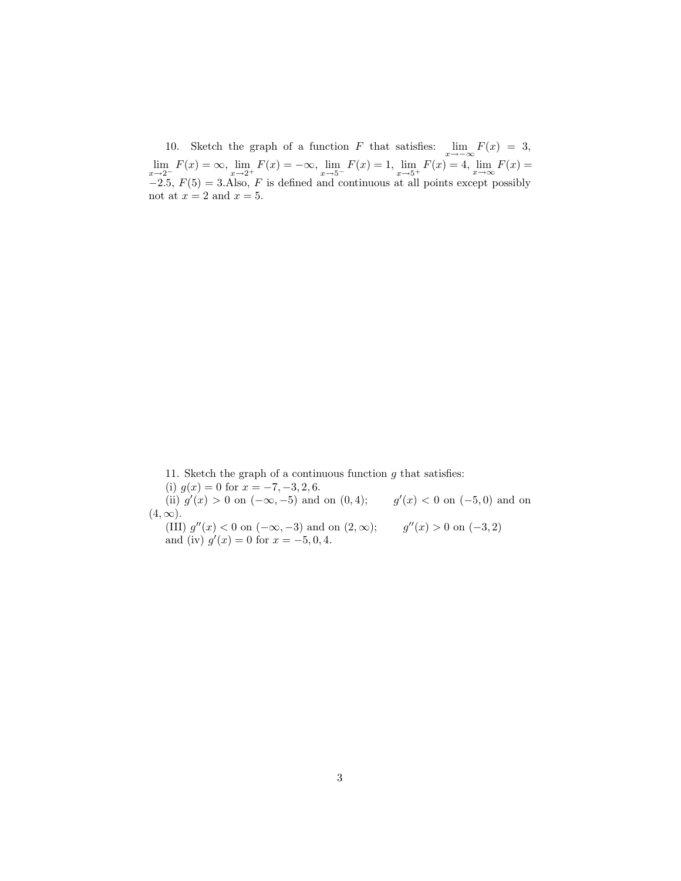10. Sketch the graph of a function $F$ that satisfies: $\lim_{x\to-\infty} F(x) = 3$, $\lim_{x\to 2^-} F(x) = \infty$, $\lim_{x\to 2^+} F(x) = -\infty$, $\lim_{x\to 5^-} F(x) = 1$, $\lim_{x\to 5^+} F(x) = 4$, $\lim_{x\to\infty} F(x) = -2.5$, $F(5) = 3$.Also, $F$ is defined and continuous at all points except possibly not at $x = 2$ and $x = 5$.

11. Sketch the graph of a continuous function $g$ that satisfies:

(i) $g(x) = 0$ for $x = -7, -3, 2, 6$.

(ii) $g'(x) > 0$ on $(-\infty, -5)$ and on $(0, 4)$; $g'(x) < 0$ on $(-5, 0)$ and on $(4, \infty)$.

(III) $g''(x) < 0$ on $(-\infty, -3)$ and on $(2, \infty)$; $g''(x) > 0$ on $(-3, 2)$ and (iv) $g'(x) = 0$ for $x = -5, 0, 4$.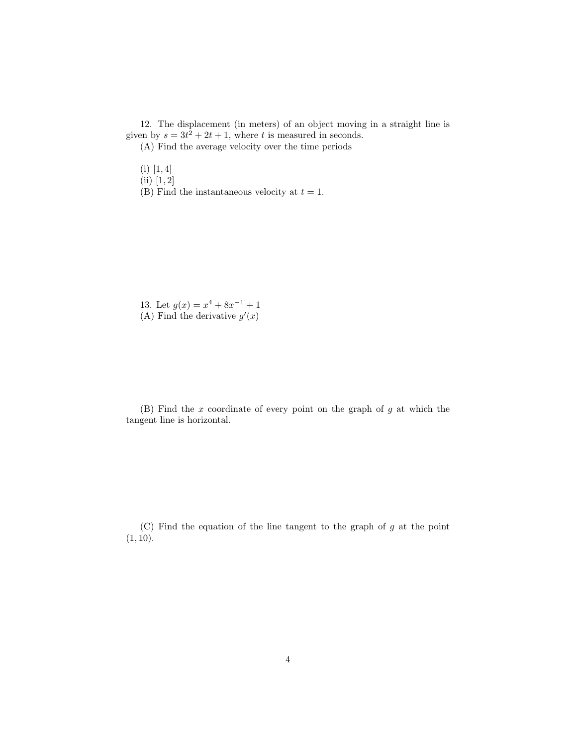12. The displacement (in meters) of an object moving in a straight line is given by $s = 3t^2 + 2t + 1$, where $t$ is measured in seconds.

(A) Find the average velocity over the time periods

(i) $[1, 4]$

(ii) $[1, 2]$

(B) Find the instantaneous velocity at $t = 1$.

13. Let $g(x) = x^4 + 8x^{-1} + 1$

(A) Find the derivative $g'(x)$

(B) Find the $x$ coordinate of every point on the graph of $g$ at which the tangent line is horizontal.

(C) Find the equation of the line tangent to the graph of $g$ at the point $(1, 10)$.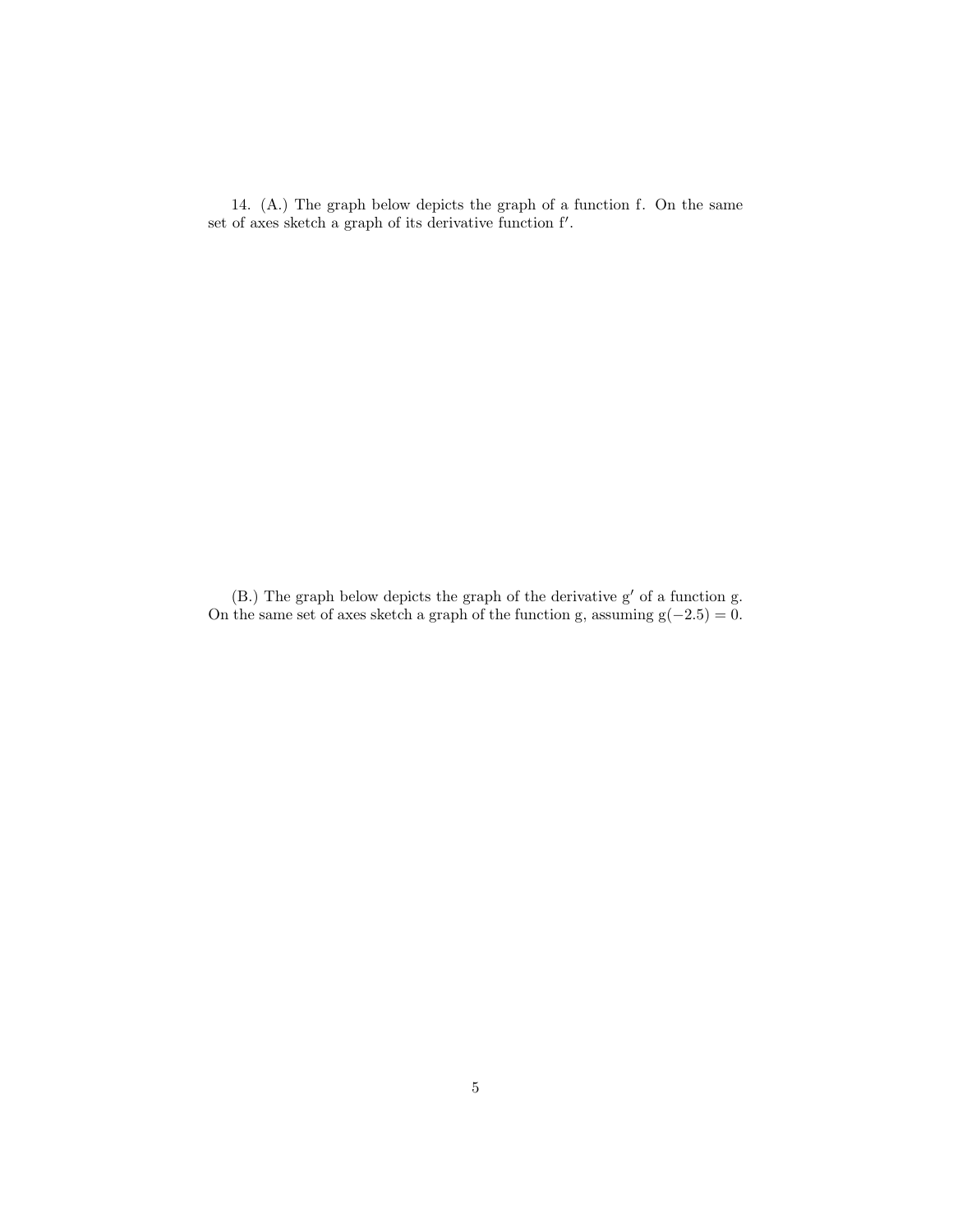14. (A.) The graph below depicts the graph of a function f. On the same set of axes sketch a graph of its derivative function f′.

(B.) The graph below depicts the graph of the derivative g′ of a function g. On the same set of axes sketch a graph of the function g, assuming $g(-2.5) = 0$.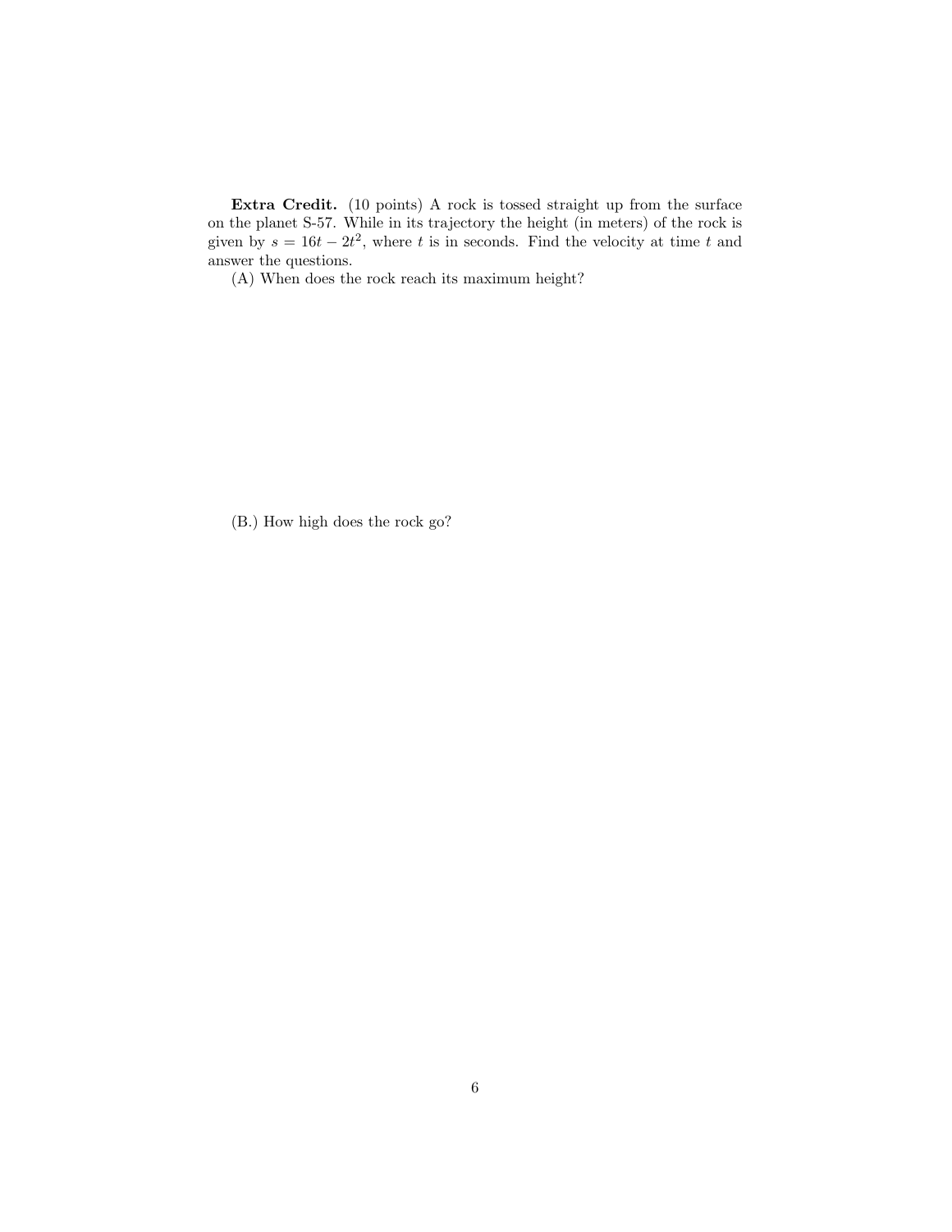**Extra Credit.** (10 points) A rock is tossed straight up from the surface on the planet S-57. While in its trajectory the height (in meters) of the rock is given by $s = 16t - 2t^2$, where $t$ is in seconds. Find the velocity at time $t$ and answer the questions.

(A) When does the rock reach its maximum height?

(B.) How high does the rock go?